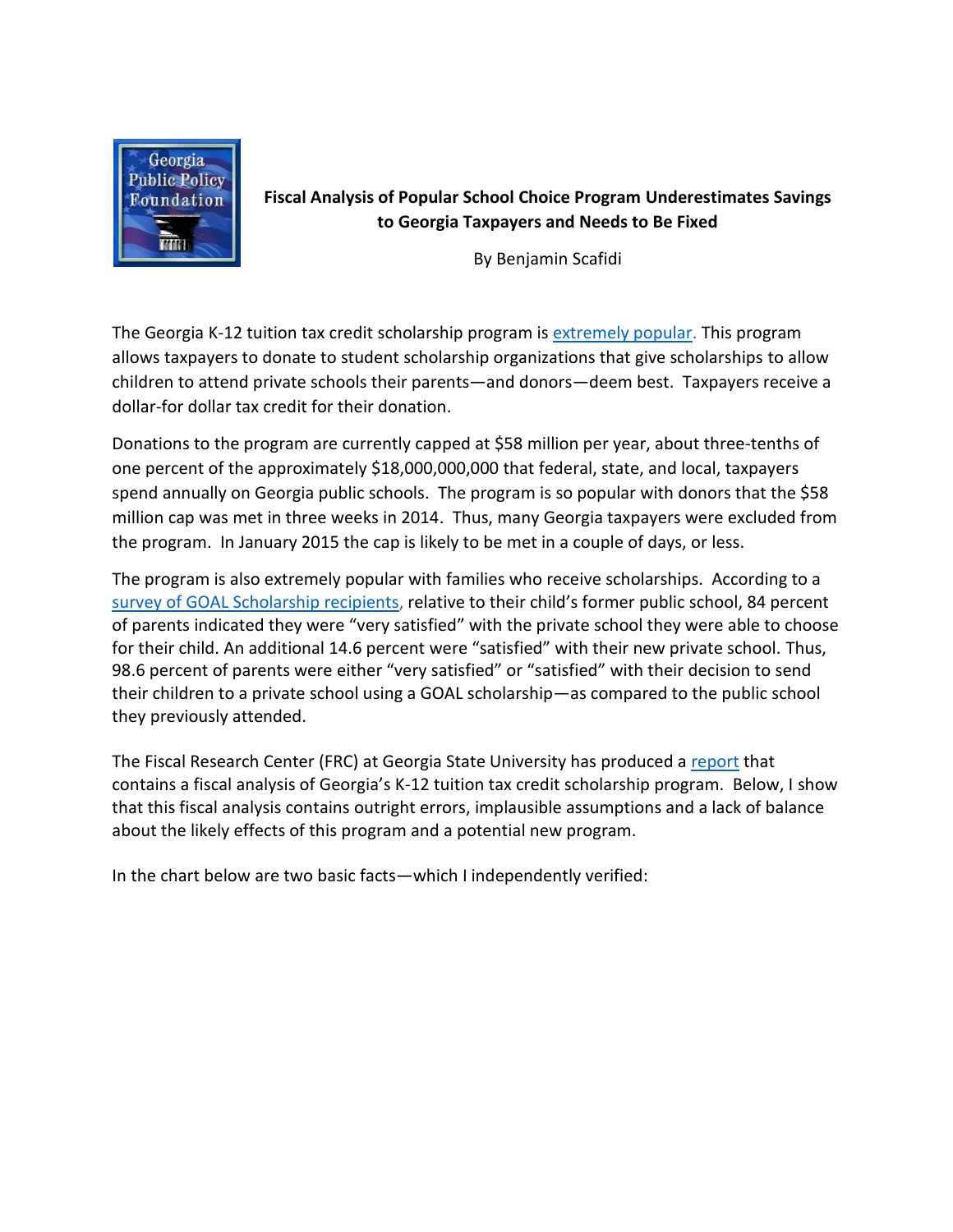Georgia Public Policy Foundation

# Fiscal Analysis of Popular School Choice Program Underestimates Savings to Georgia Taxpayers and Needs to Be Fixed

By Benjamin Scafidi

The Georgia K-12 tuition tax credit scholarship program is extremely popular. This program allows taxpayers to donate to student scholarship organizations that give scholarships to allow children to attend private schools their parents—and donors—deem best. Taxpayers receive a dollar-for dollar tax credit for their donation.

Donations to the program are currently capped at $58 million per year, about three-tenths of one percent of the approximately $18,000,000,000 that federal, state, and local, taxpayers spend annually on Georgia public schools. The program is so popular with donors that the $58 million cap was met in three weeks in 2014. Thus, many Georgia taxpayers were excluded from the program. In January 2015 the cap is likely to be met in a couple of days, or less.

The program is also extremely popular with families who receive scholarships. According to a survey of GOAL Scholarship recipients, relative to their child's former public school, 84 percent of parents indicated they were "very satisfied" with the private school they were able to choose for their child. An additional 14.6 percent were "satisfied" with their new private school. Thus, 98.6 percent of parents were either "very satisfied" or "satisfied" with their decision to send their children to a private school using a GOAL scholarship—as compared to the public school they previously attended.

The Fiscal Research Center (FRC) at Georgia State University has produced a report that contains a fiscal analysis of Georgia's K-12 tuition tax credit scholarship program. Below, I show that this fiscal analysis contains outright errors, implausible assumptions and a lack of balance about the likely effects of this program and a potential new program.

In the chart below are two basic facts—which I independently verified: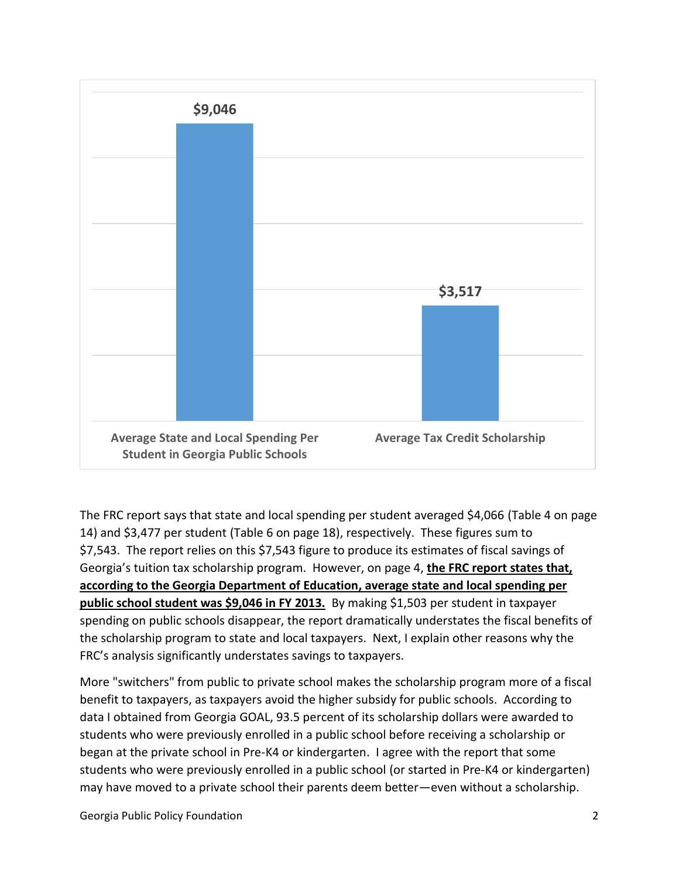| Average State and Local Spending Per Student in Georgia Public Schools | Average Tax Credit Scholarship |
|---|---|
| $9,046 | $3,517 |

The FRC report says that state and local spending per student averaged $4,066 (Table 4 on page 14) and $3,477 per student (Table 6 on page 18), respectively. These figures sum to $7,543. The report relies on this $7,543 figure to produce its estimates of fiscal savings of Georgia's tuition tax scholarship program. However, on page 4, **the FRC report states that, according to the Georgia Department of Education, average state and local spending per public school student was $9,046 in FY 2013.** By making $1,503 per student in taxpayer spending on public schools disappear, the report dramatically understates the fiscal benefits of the scholarship program to state and local taxpayers. Next, I explain other reasons why the FRC's analysis significantly understates savings to taxpayers.

More "switchers" from public to private school makes the scholarship program more of a fiscal benefit to taxpayers, as taxpayers avoid the higher subsidy for public schools. According to data I obtained from Georgia GOAL, 93.5 percent of its scholarship dollars were awarded to students who were previously enrolled in a public school before receiving a scholarship or began at the private school in Pre-K4 or kindergarten. I agree with the report that some students who were previously enrolled in a public school (or started in Pre-K4 or kindergarten) may have moved to a private school their parents deem better—even without a scholarship.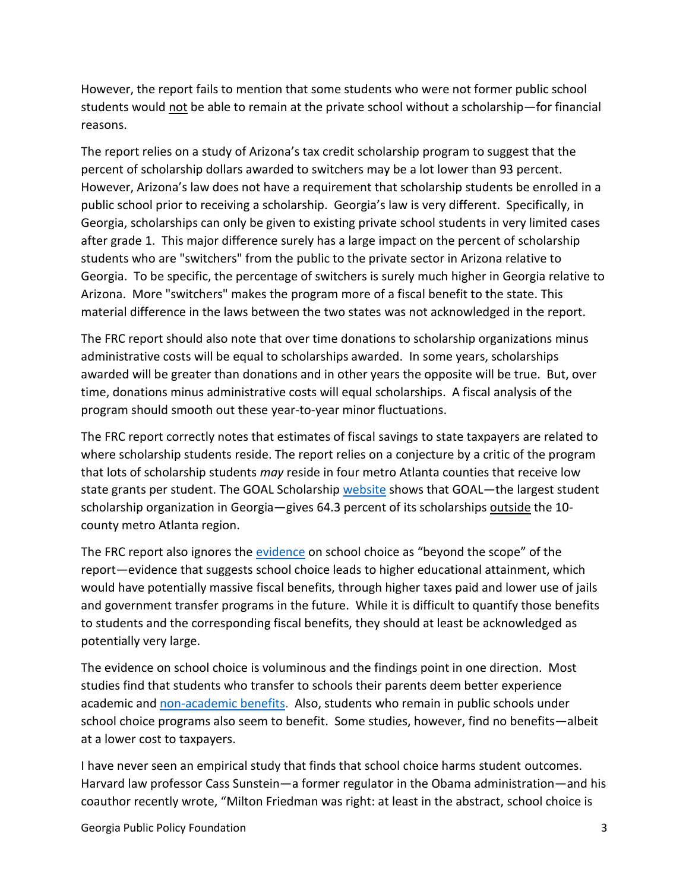However, the report fails to mention that some students who were not former public school students would not be able to remain at the private school without a scholarship—for financial reasons.

The report relies on a study of Arizona's tax credit scholarship program to suggest that the percent of scholarship dollars awarded to switchers may be a lot lower than 93 percent. However, Arizona's law does not have a requirement that scholarship students be enrolled in a public school prior to receiving a scholarship. Georgia's law is very different. Specifically, in Georgia, scholarships can only be given to existing private school students in very limited cases after grade 1. This major difference surely has a large impact on the percent of scholarship students who are "switchers" from the public to the private sector in Arizona relative to Georgia. To be specific, the percentage of switchers is surely much higher in Georgia relative to Arizona. More "switchers" makes the program more of a fiscal benefit to the state. This material difference in the laws between the two states was not acknowledged in the report.

The FRC report should also note that over time donations to scholarship organizations minus administrative costs will be equal to scholarships awarded. In some years, scholarships awarded will be greater than donations and in other years the opposite will be true. But, over time, donations minus administrative costs will equal scholarships. A fiscal analysis of the program should smooth out these year-to-year minor fluctuations.

The FRC report correctly notes that estimates of fiscal savings to state taxpayers are related to where scholarship students reside. The report relies on a conjecture by a critic of the program that lots of scholarship students *may* reside in four metro Atlanta counties that receive low state grants per student. The GOAL Scholarship website shows that GOAL—the largest student scholarship organization in Georgia—gives 64.3 percent of its scholarships outside the 10-county metro Atlanta region.

The FRC report also ignores the evidence on school choice as "beyond the scope" of the report—evidence that suggests school choice leads to higher educational attainment, which would have potentially massive fiscal benefits, through higher taxes paid and lower use of jails and government transfer programs in the future. While it is difficult to quantify those benefits to students and the corresponding fiscal benefits, they should at least be acknowledged as potentially very large.

The evidence on school choice is voluminous and the findings point in one direction. Most studies find that students who transfer to schools their parents deem better experience academic and non-academic benefits. Also, students who remain in public schools under school choice programs also seem to benefit. Some studies, however, find no benefits—albeit at a lower cost to taxpayers.

I have never seen an empirical study that finds that school choice harms student outcomes. Harvard law professor Cass Sunstein—a former regulator in the Obama administration—and his coauthor recently wrote, "Milton Friedman was right: at least in the abstract, school choice is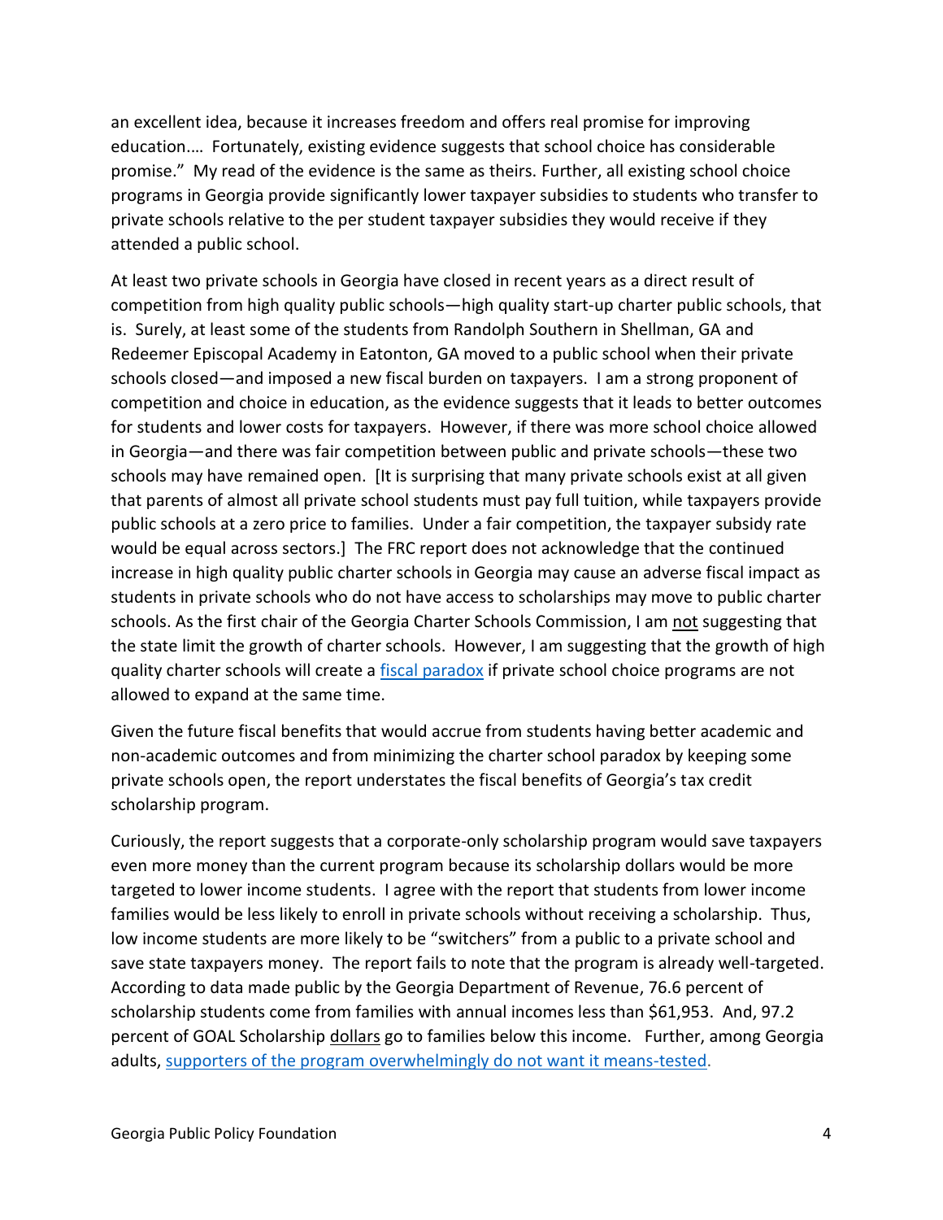an excellent idea, because it increases freedom and offers real promise for improving education.… Fortunately, existing evidence suggests that school choice has considerable promise." My read of the evidence is the same as theirs. Further, all existing school choice programs in Georgia provide significantly lower taxpayer subsidies to students who transfer to private schools relative to the per student taxpayer subsidies they would receive if they attended a public school.

At least two private schools in Georgia have closed in recent years as a direct result of competition from high quality public schools—high quality start-up charter public schools, that is. Surely, at least some of the students from Randolph Southern in Shellman, GA and Redeemer Episcopal Academy in Eatonton, GA moved to a public school when their private schools closed—and imposed a new fiscal burden on taxpayers. I am a strong proponent of competition and choice in education, as the evidence suggests that it leads to better outcomes for students and lower costs for taxpayers. However, if there was more school choice allowed in Georgia—and there was fair competition between public and private schools—these two schools may have remained open. [It is surprising that many private schools exist at all given that parents of almost all private school students must pay full tuition, while taxpayers provide public schools at a zero price to families. Under a fair competition, the taxpayer subsidy rate would be equal across sectors.] The FRC report does not acknowledge that the continued increase in high quality public charter schools in Georgia may cause an adverse fiscal impact as students in private schools who do not have access to scholarships may move to public charter schools. As the first chair of the Georgia Charter Schools Commission, I am not suggesting that the state limit the growth of charter schools. However, I am suggesting that the growth of high quality charter schools will create a fiscal paradox if private school choice programs are not allowed to expand at the same time.

Given the future fiscal benefits that would accrue from students having better academic and non-academic outcomes and from minimizing the charter school paradox by keeping some private schools open, the report understates the fiscal benefits of Georgia's tax credit scholarship program.

Curiously, the report suggests that a corporate-only scholarship program would save taxpayers even more money than the current program because its scholarship dollars would be more targeted to lower income students. I agree with the report that students from lower income families would be less likely to enroll in private schools without receiving a scholarship. Thus, low income students are more likely to be "switchers" from a public to a private school and save state taxpayers money. The report fails to note that the program is already well-targeted. According to data made public by the Georgia Department of Revenue, 76.6 percent of scholarship students come from families with annual incomes less than $61,953. And, 97.2 percent of GOAL Scholarship dollars go to families below this income. Further, among Georgia adults, supporters of the program overwhelmingly do not want it means-tested.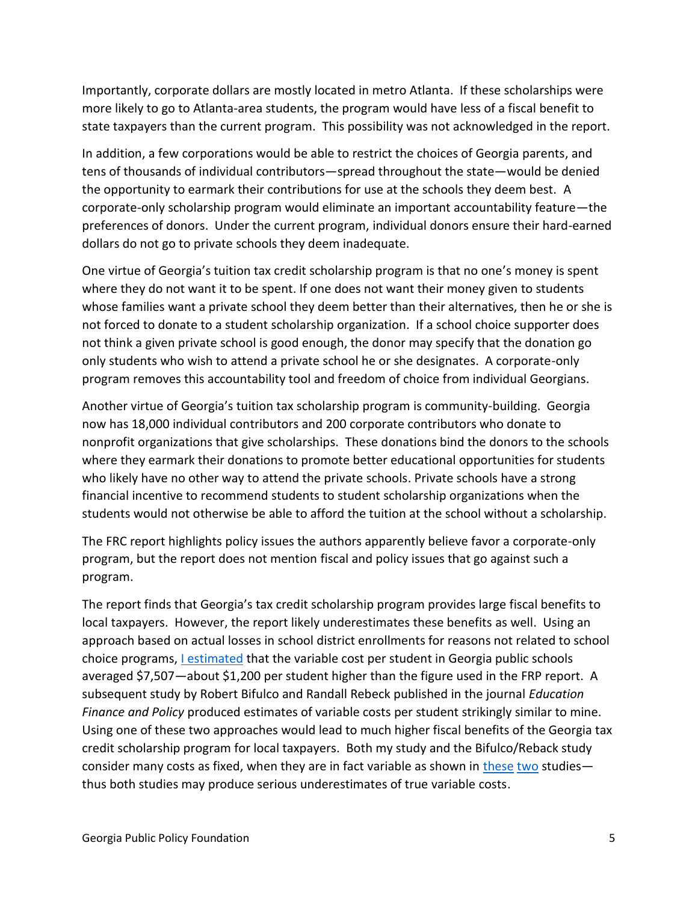Importantly, corporate dollars are mostly located in metro Atlanta. If these scholarships were more likely to go to Atlanta-area students, the program would have less of a fiscal benefit to state taxpayers than the current program. This possibility was not acknowledged in the report.

In addition, a few corporations would be able to restrict the choices of Georgia parents, and tens of thousands of individual contributors—spread throughout the state—would be denied the opportunity to earmark their contributions for use at the schools they deem best. A corporate-only scholarship program would eliminate an important accountability feature—the preferences of donors. Under the current program, individual donors ensure their hard-earned dollars do not go to private schools they deem inadequate.

One virtue of Georgia's tuition tax credit scholarship program is that no one's money is spent where they do not want it to be spent. If one does not want their money given to students whose families want a private school they deem better than their alternatives, then he or she is not forced to donate to a student scholarship organization. If a school choice supporter does not think a given private school is good enough, the donor may specify that the donation go only students who wish to attend a private school he or she designates. A corporate-only program removes this accountability tool and freedom of choice from individual Georgians.

Another virtue of Georgia's tuition tax scholarship program is community-building. Georgia now has 18,000 individual contributors and 200 corporate contributors who donate to nonprofit organizations that give scholarships. These donations bind the donors to the schools where they earmark their donations to promote better educational opportunities for students who likely have no other way to attend the private schools. Private schools have a strong financial incentive to recommend students to student scholarship organizations when the students would not otherwise be able to afford the tuition at the school without a scholarship.

The FRC report highlights policy issues the authors apparently believe favor a corporate-only program, but the report does not mention fiscal and policy issues that go against such a program.

The report finds that Georgia's tax credit scholarship program provides large fiscal benefits to local taxpayers. However, the report likely underestimates these benefits as well. Using an approach based on actual losses in school district enrollments for reasons not related to school choice programs, I estimated that the variable cost per student in Georgia public schools averaged $7,507—about $1,200 per student higher than the figure used in the FRP report. A subsequent study by Robert Bifulco and Randall Rebeck published in the journal *Education Finance and Policy* produced estimates of variable costs per student strikingly similar to mine. Using one of these two approaches would lead to much higher fiscal benefits of the Georgia tax credit scholarship program for local taxpayers. Both my study and the Bifulco/Reback study consider many costs as fixed, when they are in fact variable as shown in these two studies—thus both studies may produce serious underestimates of true variable costs.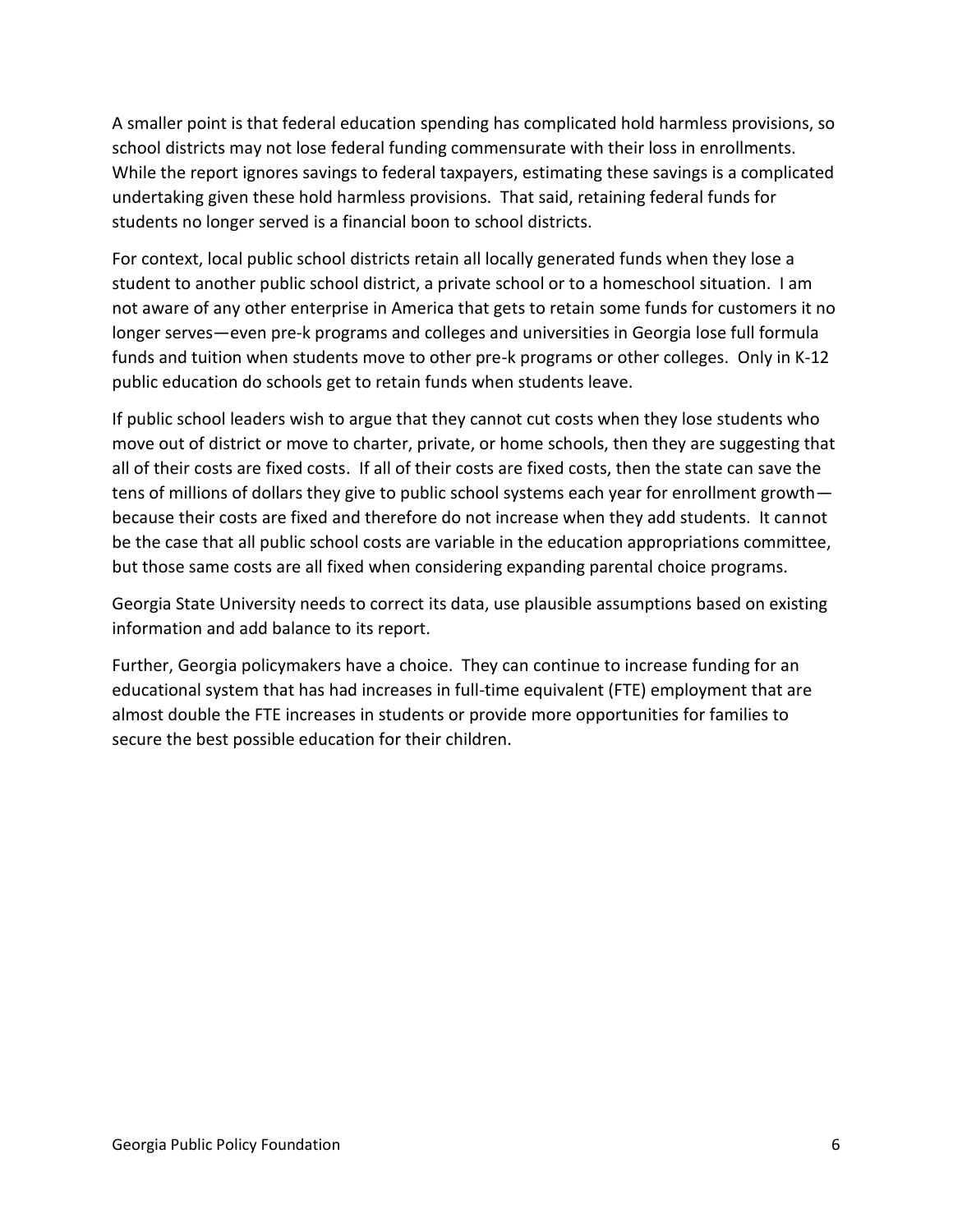A smaller point is that federal education spending has complicated hold harmless provisions, so school districts may not lose federal funding commensurate with their loss in enrollments. While the report ignores savings to federal taxpayers, estimating these savings is a complicated undertaking given these hold harmless provisions. That said, retaining federal funds for students no longer served is a financial boon to school districts.

For context, local public school districts retain all locally generated funds when they lose a student to another public school district, a private school or to a homeschool situation. I am not aware of any other enterprise in America that gets to retain some funds for customers it no longer serves—even pre-k programs and colleges and universities in Georgia lose full formula funds and tuition when students move to other pre-k programs or other colleges. Only in K-12 public education do schools get to retain funds when students leave.

If public school leaders wish to argue that they cannot cut costs when they lose students who move out of district or move to charter, private, or home schools, then they are suggesting that all of their costs are fixed costs. If all of their costs are fixed costs, then the state can save the tens of millions of dollars they give to public school systems each year for enrollment growth—because their costs are fixed and therefore do not increase when they add students. It cannot be the case that all public school costs are variable in the education appropriations committee, but those same costs are all fixed when considering expanding parental choice programs.

Georgia State University needs to correct its data, use plausible assumptions based on existing information and add balance to its report.

Further, Georgia policymakers have a choice. They can continue to increase funding for an educational system that has had increases in full-time equivalent (FTE) employment that are almost double the FTE increases in students or provide more opportunities for families to secure the best possible education for their children.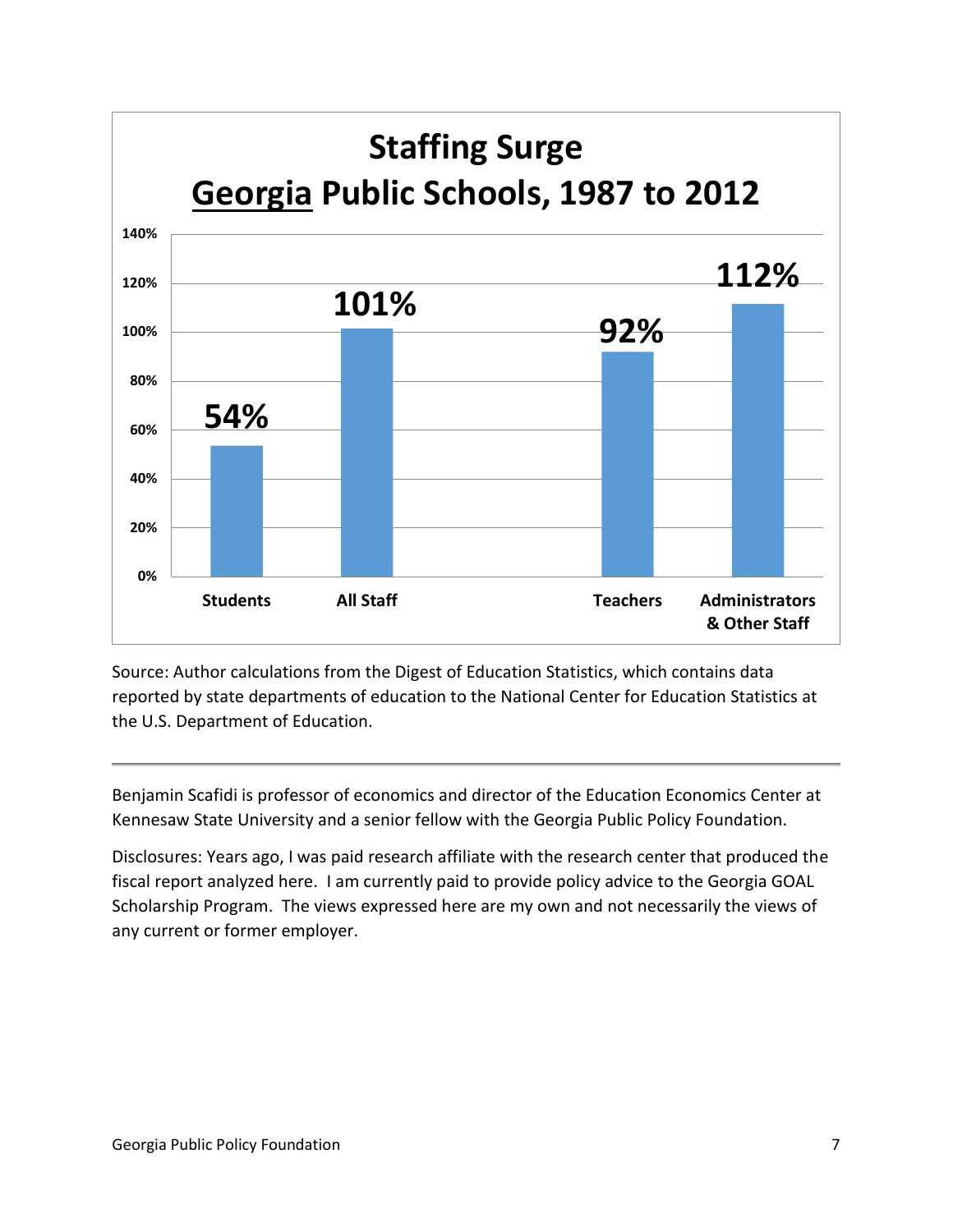**Staffing Surge**

**Georgia Public Schools, 1987 to 2012**

140%
120%
100%
80%
60%
40%
20%
0%

54%
101%
92%
112%

Students
All Staff
Teachers
Administrators & Other Staff

Source: Author calculations from the Digest of Education Statistics, which contains data reported by state departments of education to the National Center for Education Statistics at the U.S. Department of Education.

---

Benjamin Scafidi is professor of economics and director of the Education Economics Center at Kennesaw State University and a senior fellow with the Georgia Public Policy Foundation.

Disclosures: Years ago, I was paid research affiliate with the research center that produced the fiscal report analyzed here. I am currently paid to provide policy advice to the Georgia GOAL Scholarship Program. The views expressed here are my own and not necessarily the views of any current or former employer.